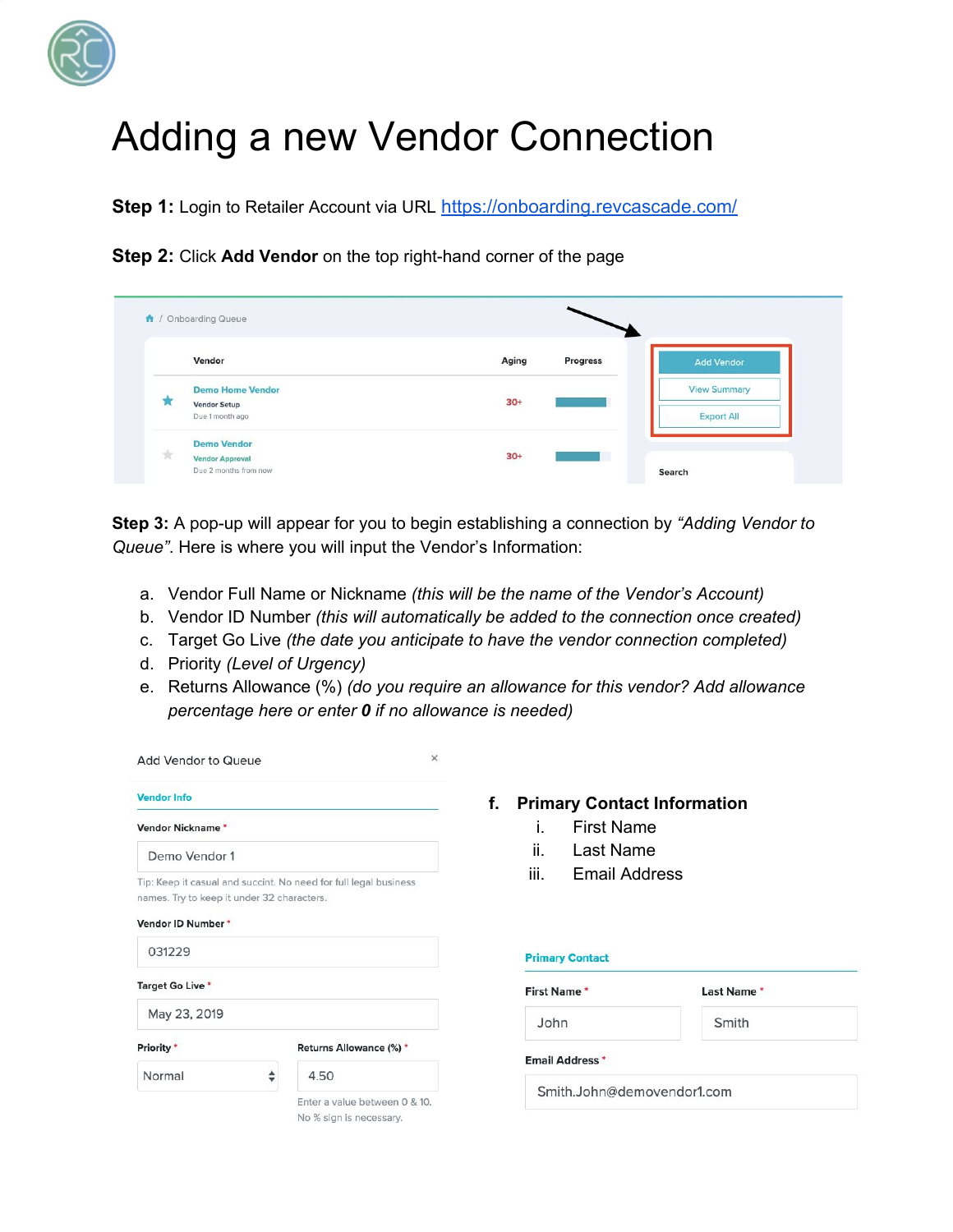# Adding a new Vendor Connection

**Step 1:** Login to Retailer Account via URL [https://onboarding.revcascade.com/](https://onboarding.revcascade.com/)

**Step 2:** Click **Add Vendor** on the top right-hand corner of the page

**Step 3:** A pop-up will appear for you to begin establishing a connection by *"Adding Vendor to Queue"*. Here is where you will input the Vendor's Information:

a. Vendor Full Name or Nickname *(this will be the name of the Vendor's Account)*
b. Vendor ID Number *(this will automatically be added to the connection once created)*
c. Target Go Live *(the date you anticipate to have the vendor connection completed)*
d. Priority *(Level of Urgency)*
e. Returns Allowance (%) *(do you require an allowance for this vendor? Add allowance percentage here or enter **0** if no allowance is needed)*
f. **Primary Contact Information**
   i. First Name
   ii. Last Name
   iii. Email Address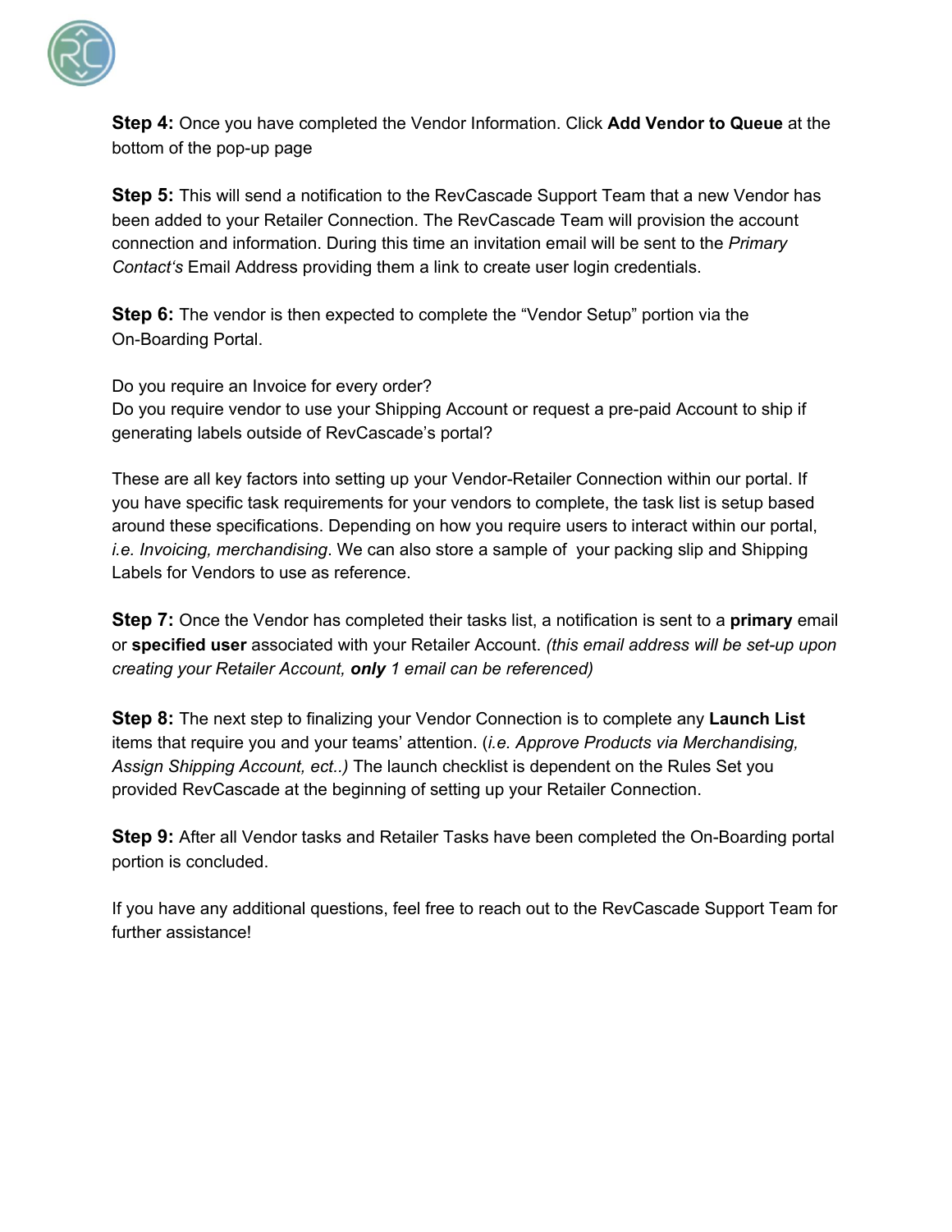**Step 4:** Once you have completed the Vendor Information. Click **Add Vendor to Queue** at the bottom of the pop-up page

**Step 5:** This will send a notification to the RevCascade Support Team that a new Vendor has been added to your Retailer Connection. The RevCascade Team will provision the account connection and information. During this time an invitation email will be sent to the *Primary Contact's* Email Address providing them a link to create user login credentials.

**Step 6:** The vendor is then expected to complete the "Vendor Setup" portion via the On-Boarding Portal.

Do you require an Invoice for every order?
Do you require vendor to use your Shipping Account or request a pre-paid Account to ship if generating labels outside of RevCascade's portal?

These are all key factors into setting up your Vendor-Retailer Connection within our portal. If you have specific task requirements for your vendors to complete, the task list is setup based around these specifications. Depending on how you require users to interact within our portal, *i.e. Invoicing, merchandising*. We can also store a sample of your packing slip and Shipping Labels for Vendors to use as reference.

**Step 7:** Once the Vendor has completed their tasks list, a notification is sent to a **primary** email or **specified user** associated with your Retailer Account. *(this email address will be set-up upon creating your Retailer Account,* ***only*** *1 email can be referenced)*

**Step 8:** The next step to finalizing your Vendor Connection is to complete any **Launch List** items that require you and your teams' attention. (*i.e. Approve Products via Merchandising, Assign Shipping Account, ect..)* The launch checklist is dependent on the Rules Set you provided RevCascade at the beginning of setting up your Retailer Connection.

**Step 9:** After all Vendor tasks and Retailer Tasks have been completed the On-Boarding portal portion is concluded.

If you have any additional questions, feel free to reach out to the RevCascade Support Team for further assistance!